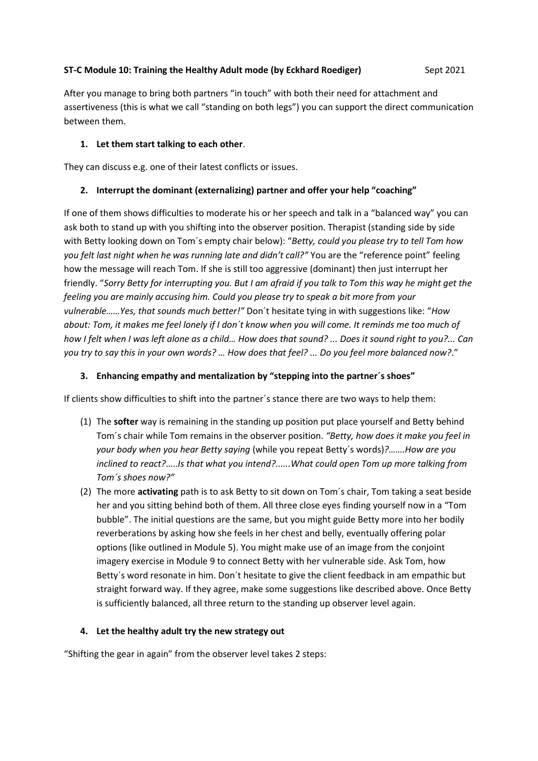**ST-C Module 10: Training the Healthy Adult mode (by Eckhard Roediger)** Sept 2021

After you manage to bring both partners "in touch" with both their need for attachment and assertiveness (this is what we call "standing on both legs") you can support the direct communication between them.

1. **Let them start talking to each other**.

They can discuss e.g. one of their latest conflicts or issues.

2. **Interrupt the dominant (externalizing) partner and offer your help "coaching"**

If one of them shows difficulties to moderate his or her speech and talk in a "balanced way" you can ask both to stand up with you shifting into the observer position. Therapist (standing side by side with Betty looking down on Tom´s empty chair below): "*Betty, could you please try to tell Tom how you felt last night when he was running late and didn't call?"* You are the "reference point" feeling how the message will reach Tom. If she is still too aggressive (dominant) then just interrupt her friendly. "*Sorry Betty for interrupting you. But I am afraid if you talk to Tom this way he might get the feeling you are mainly accusing him. Could you please try to speak a bit more from your vulnerable……Yes, that sounds much better!"* Don´t hesitate tying in with suggestions like: "*How about: Tom, it makes me feel lonely if I don´t know when you will come. It reminds me too much of how I felt when I was left alone as a child… How does that sound? ... Does it sound right to you?... Can you try to say this in your own words? … How does that feel? ... Do you feel more balanced now?*."

3. **Enhancing empathy and mentalization by "stepping into the partner´s shoes"**

If clients show difficulties to shift into the partner´s stance there are two ways to help them:

(1) The **softer** way is remaining in the standing up position put place yourself and Betty behind Tom´s chair while Tom remains in the observer position. *"Betty, how does it make you feel in your body when you hear Betty saying* (while you repeat Betty´s words)*?…….How are you inclined to react?…..Is that what you intend?......What could open Tom up more talking from Tom´s shoes now?"*

(2) The more **activating** path is to ask Betty to sit down on Tom´s chair, Tom taking a seat beside her and you sitting behind both of them. All three close eyes finding yourself now in a "Tom bubble". The initial questions are the same, but you might guide Betty more into her bodily reverberations by asking how she feels in her chest and belly, eventually offering polar options (like outlined in Module 5). You might make use of an image from the conjoint imagery exercise in Module 9 to connect Betty with her vulnerable side. Ask Tom, how Betty´s word resonate in him. Don´t hesitate to give the client feedback in am empathic but straight forward way. If they agree, make some suggestions like described above. Once Betty is sufficiently balanced, all three return to the standing up observer level again.

4. **Let the healthy adult try the new strategy out**

"Shifting the gear in again" from the observer level takes 2 steps: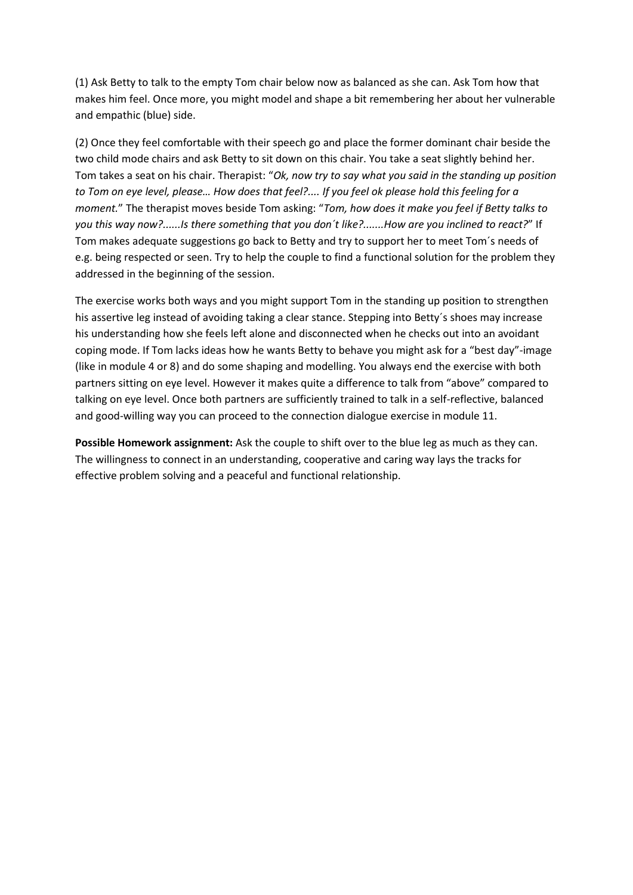(1) Ask Betty to talk to the empty Tom chair below now as balanced as she can. Ask Tom how that makes him feel. Once more, you might model and shape a bit remembering her about her vulnerable and empathic (blue) side.

(2) Once they feel comfortable with their speech go and place the former dominant chair beside the two child mode chairs and ask Betty to sit down on this chair. You take a seat slightly behind her. Tom takes a seat on his chair. Therapist: "*Ok, now try to say what you said in the standing up position to Tom on eye level, please… How does that feel?.... If you feel ok please hold this feeling for a moment.*" The therapist moves beside Tom asking: "*Tom, how does it make you feel if Betty talks to you this way now?......Is there something that you don´t like?.......How are you inclined to react?*" If Tom makes adequate suggestions go back to Betty and try to support her to meet Tom´s needs of e.g. being respected or seen. Try to help the couple to find a functional solution for the problem they addressed in the beginning of the session.

The exercise works both ways and you might support Tom in the standing up position to strengthen his assertive leg instead of avoiding taking a clear stance. Stepping into Betty´s shoes may increase his understanding how she feels left alone and disconnected when he checks out into an avoidant coping mode. If Tom lacks ideas how he wants Betty to behave you might ask for a "best day"-image (like in module 4 or 8) and do some shaping and modelling. You always end the exercise with both partners sitting on eye level. However it makes quite a difference to talk from "above" compared to talking on eye level. Once both partners are sufficiently trained to talk in a self-reflective, balanced and good-willing way you can proceed to the connection dialogue exercise in module 11.

**Possible Homework assignment:** Ask the couple to shift over to the blue leg as much as they can. The willingness to connect in an understanding, cooperative and caring way lays the tracks for effective problem solving and a peaceful and functional relationship.